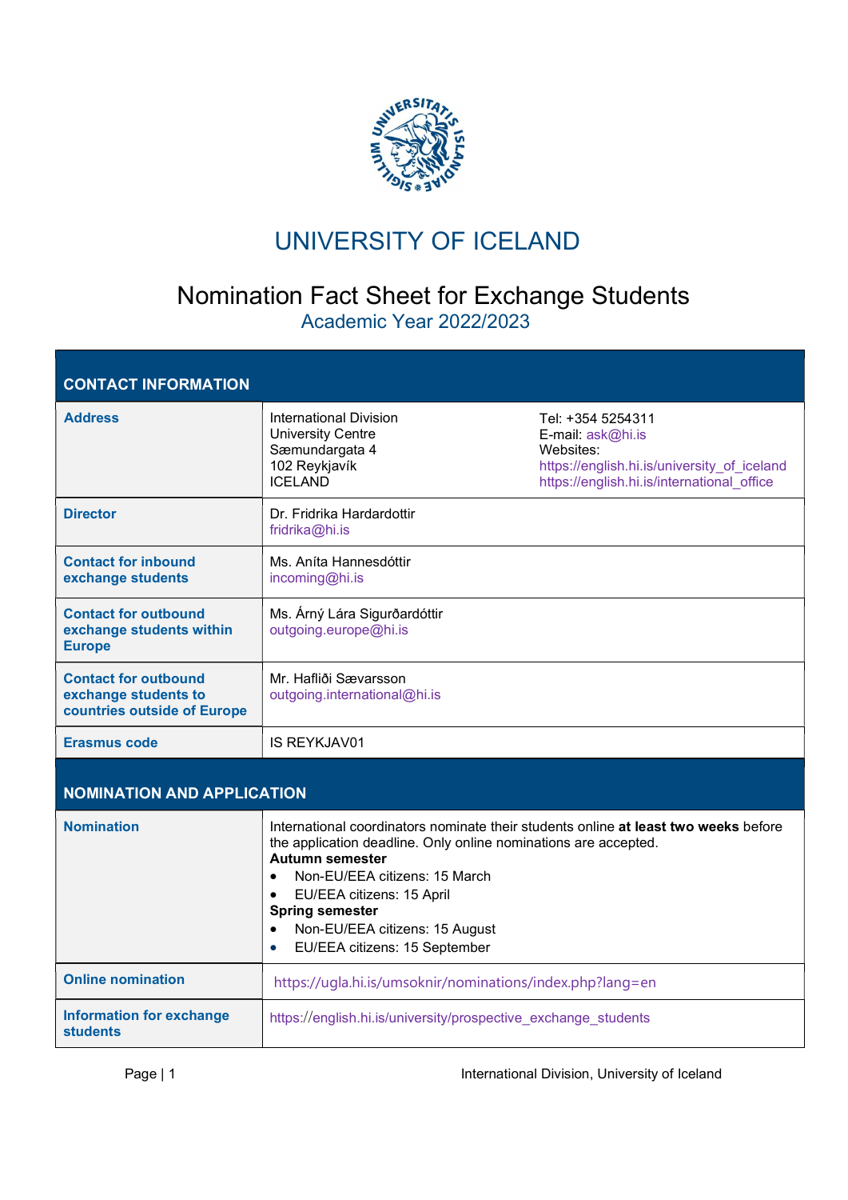# UNIVERSITY OF ICELAND

## Nomination Fact Sheet for Exchange Students

### Academic Year 2022/2023

| CONTACT INFORMATION | | |
|---|---|---|
| **Address** | International Division<br>University Centre<br>Sæmundargata 4<br>102 Reykjavík<br>ICELAND | Tel: +354 5254311<br>E-mail: ask@hi.is<br>Websites:<br>https://english.hi.is/university_of_iceland<br>https://english.hi.is/international_office |
| **Director** | Dr. Fridrika Hardardottir<br>fridrika@hi.is | |
| **Contact for inbound exchange students** | Ms. Aníta Hannesdóttir<br>incoming@hi.is | |
| **Contact for outbound exchange students within Europe** | Ms. Árný Lára Sigurðardóttir<br>outgoing.europe@hi.is | |
| **Contact for outbound exchange students to countries outside of Europe** | Mr. Hafliði Sævarsson<br>outgoing.international@hi.is | |
| **Erasmus code** | IS REYKJAV01 | |

| NOMINATION AND APPLICATION | |
|---|---|
| **Nomination** | International coordinators nominate their students online **at least two weeks** before the application deadline. Only online nominations are accepted.<br>**Autumn semester**<br>• Non-EU/EEA citizens: 15 March<br>• EU/EEA citizens: 15 April<br>**Spring semester**<br>• Non-EU/EEA citizens: 15 August<br>• EU/EEA citizens: 15 September |
| **Online nomination** | https://ugla.hi.is/umsoknir/nominations/index.php?lang=en |
| **Information for exchange students** | https://english.hi.is/university/prospective_exchange_students |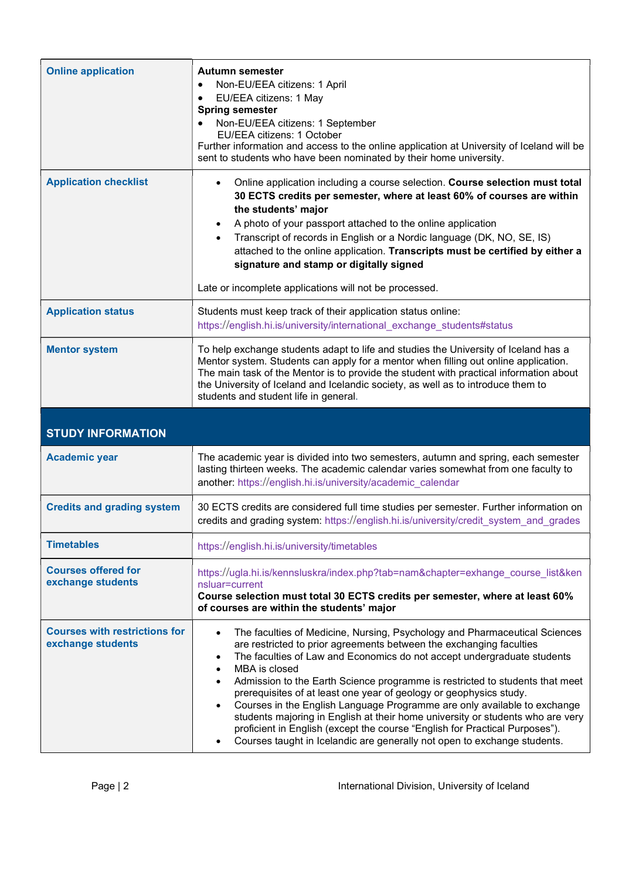| | |
|---|---|
| **Online application** | **Autumn semester**<br>• Non-EU/EEA citizens: 1 April<br>• EU/EEA citizens: 1 May<br>**Spring semester**<br>• Non-EU/EEA citizens: 1 September<br>EU/EEA citizens: 1 October<br>Further information and access to the online application at University of Iceland will be sent to students who have been nominated by their home university. |
| **Application checklist** | • Online application including a course selection. **Course selection must total 30 ECTS credits per semester, where at least 60% of courses are within the students' major**<br>• A photo of your passport attached to the online application<br>• Transcript of records in English or a Nordic language (DK, NO, SE, IS) attached to the online application. **Transcripts must be certified by either a signature and stamp or digitally signed**<br><br>Late or incomplete applications will not be processed. |
| **Application status** | Students must keep track of their application status online:<br>https://english.hi.is/university/international_exchange_students#status |
| **Mentor system** | To help exchange students adapt to life and studies the University of Iceland has a Mentor system. Students can apply for a mentor when filling out online application. The main task of the Mentor is to provide the student with practical information about the University of Iceland and Icelandic society, as well as to introduce them to students and student life in general. |

## STUDY INFORMATION

| | |
|---|---|
| **Academic year** | The academic year is divided into two semesters, autumn and spring, each semester lasting thirteen weeks. The academic calendar varies somewhat from one faculty to another: https://english.hi.is/university/academic_calendar |
| **Credits and grading system** | 30 ECTS credits are considered full time studies per semester. Further information on credits and grading system: https://english.hi.is/university/credit_system_and_grades |
| **Timetables** | https://english.hi.is/university/timetables |
| **Courses offered for exchange students** | https://ugla.hi.is/kennsluskra/index.php?tab=nam&chapter=exhange_course_list&kennsluar=current<br>**Course selection must total 30 ECTS credits per semester, where at least 60% of courses are within the students' major** |
| **Courses with restrictions for exchange students** | • The faculties of Medicine, Nursing, Psychology and Pharmaceutical Sciences are restricted to prior agreements between the exchanging faculties<br>• The faculties of Law and Economics do not accept undergraduate students<br>• MBA is closed<br>• Admission to the Earth Science programme is restricted to students that meet prerequisites of at least one year of geology or geophysics study.<br>• Courses in the English Language Programme are only available to exchange students majoring in English at their home university or students who are very proficient in English (except the course "English for Practical Purposes").<br>• Courses taught in Icelandic are generally not open to exchange students. |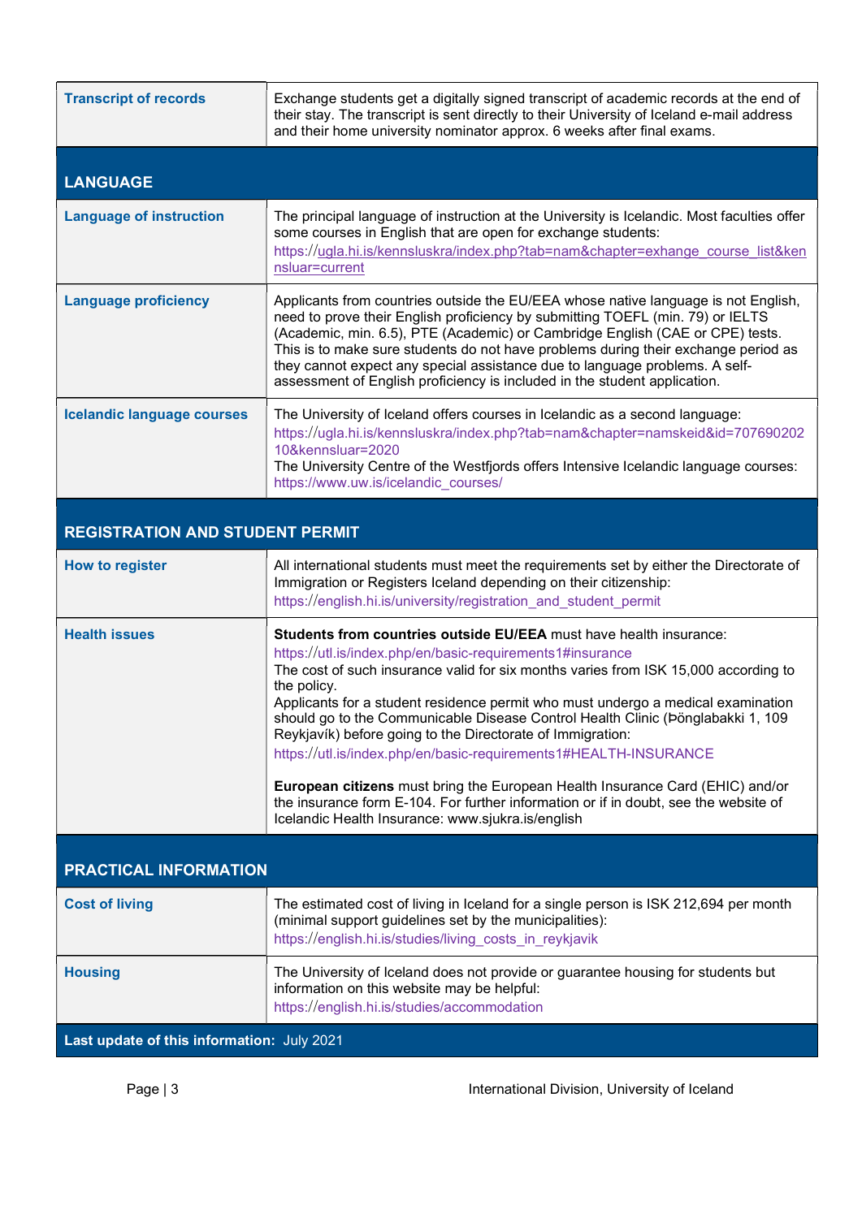| | |
|---|---|
| **Transcript of records** | Exchange students get a digitally signed transcript of academic records at the end of their stay. The transcript is sent directly to their University of Iceland e-mail address and their home university nominator approx. 6 weeks after final exams. |

## LANGUAGE

| | |
|---|---|
| **Language of instruction** | The principal language of instruction at the University is Icelandic. Most faculties offer some courses in English that are open for exchange students: https://ugla.hi.is/kennsluskra/index.php?tab=nam&chapter=exhange_course_list&kennsluar=current |
| **Language proficiency** | Applicants from countries outside the EU/EEA whose native language is not English, need to prove their English proficiency by submitting TOEFL (min. 79) or IELTS (Academic, min. 6.5), PTE (Academic) or Cambridge English (CAE or CPE) tests. This is to make sure students do not have problems during their exchange period as they cannot expect any special assistance due to language problems. A self-assessment of English proficiency is included in the student application. |
| **Icelandic language courses** | The University of Iceland offers courses in Icelandic as a second language: https://ugla.hi.is/kennsluskra/index.php?tab=nam&chapter=namskeid&id=70769020210&kennsluar=2020 The University Centre of the Westfjords offers Intensive Icelandic language courses: https://www.uw.is/icelandic_courses/ |

## REGISTRATION AND STUDENT PERMIT

| | |
|---|---|
| **How to register** | All international students must meet the requirements set by either the Directorate of Immigration or Registers Iceland depending on their citizenship: https://english.hi.is/university/registration_and_student_permit |
| **Health issues** | **Students from countries outside EU/EEA** must have health insurance: https://utl.is/index.php/en/basic-requirements1#insurance The cost of such insurance valid for six months varies from ISK 15,000 according to the policy. Applicants for a student residence permit who must undergo a medical examination should go to the Communicable Disease Control Health Clinic (Þönglabakki 1, 109 Reykjavík) before going to the Directorate of Immigration: https://utl.is/index.php/en/basic-requirements1#HEALTH-INSURANCE<br><br>**European citizens** must bring the European Health Insurance Card (EHIC) and/or the insurance form E-104. For further information or if in doubt, see the website of Icelandic Health Insurance: www.sjukra.is/english |

## PRACTICAL INFORMATION

| | |
|---|---|
| **Cost of living** | The estimated cost of living in Iceland for a single person is ISK 212,694 per month (minimal support guidelines set by the municipalities): https://english.hi.is/studies/living_costs_in_reykjavik |
| **Housing** | The University of Iceland does not provide or guarantee housing for students but information on this website may be helpful: https://english.hi.is/studies/accommodation |

**Last update of this information:** July 2021